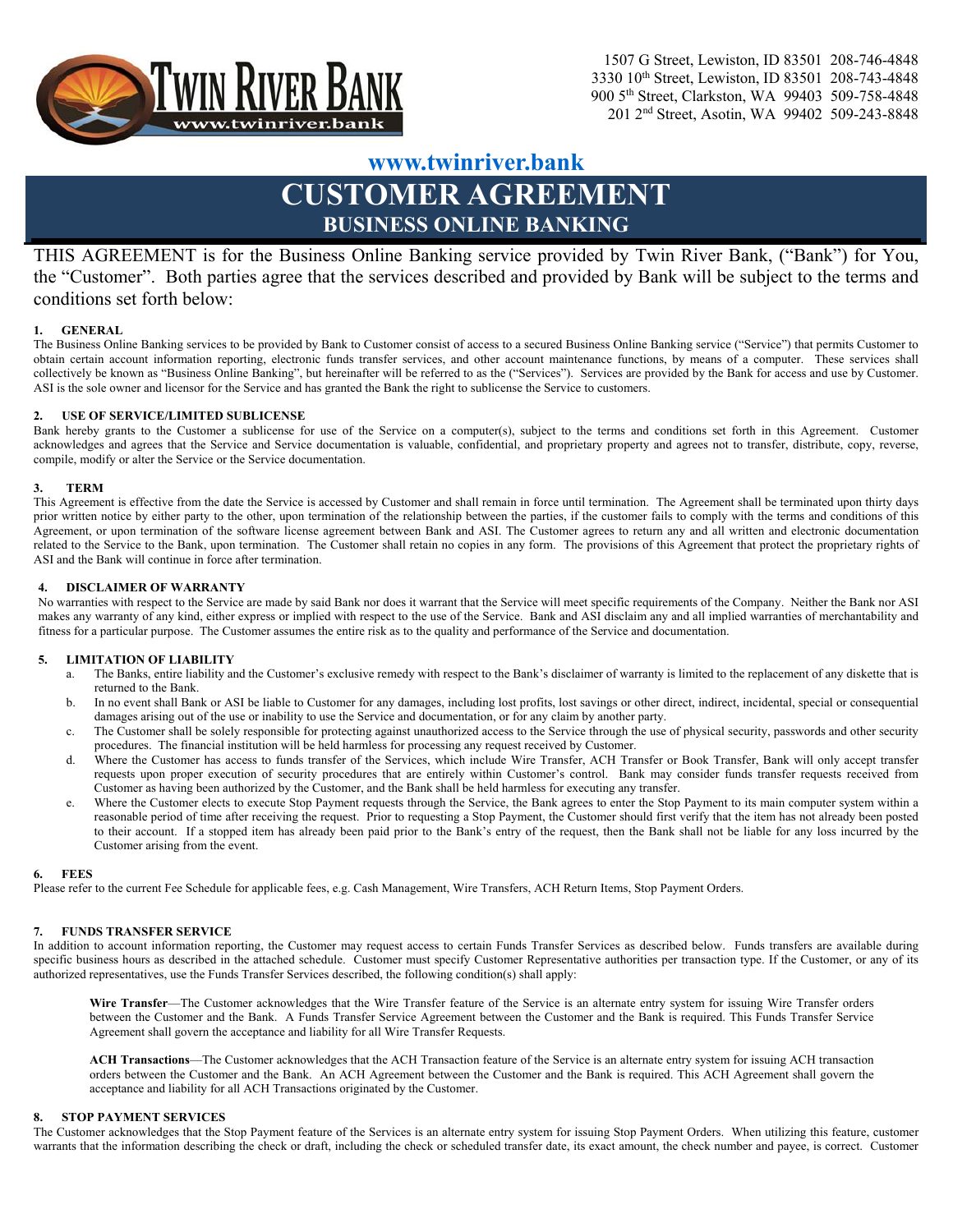1507 G Street, Lewiston, ID 83501 208-746-4848
3330 10th Street, Lewiston, ID 83501 208-743-4848
900 5th Street, Clarkston, WA 99403 509-758-4848
201 2nd Street, Asotin, WA 99402 509-243-8848

**www.twinriver.bank**

# CUSTOMER AGREEMENT

## BUSINESS ONLINE BANKING

THIS AGREEMENT is for the Business Online Banking service provided by Twin River Bank, ("Bank") for You, the "Customer". Both parties agree that the services described and provided by Bank will be subject to the terms and conditions set forth below:

### 1. GENERAL

The Business Online Banking services to be provided by Bank to Customer consist of access to a secured Business Online Banking service ("Service") that permits Customer to obtain certain account information reporting, electronic funds transfer services, and other account maintenance functions, by means of a computer. These services shall collectively be known as "Business Online Banking", but hereinafter will be referred to as the ("Services"). Services are provided by the Bank for access and use by Customer. ASI is the sole owner and licensor for the Service and has granted the Bank the right to sublicense the Service to customers.

### 2. USE OF SERVICE/LIMITED SUBLICENSE

Bank hereby grants to the Customer a sublicense for use of the Service on a computer(s), subject to the terms and conditions set forth in this Agreement. Customer acknowledges and agrees that the Service and Service documentation is valuable, confidential, and proprietary property and agrees not to transfer, distribute, copy, reverse, compile, modify or alter the Service or the Service documentation.

### 3. TERM

This Agreement is effective from the date the Service is accessed by Customer and shall remain in force until termination. The Agreement shall be terminated upon thirty days prior written notice by either party to the other, upon termination of the relationship between the parties, if the customer fails to comply with the terms and conditions of this Agreement, or upon termination of the software license agreement between Bank and ASI. The Customer agrees to return any and all written and electronic documentation related to the Service to the Bank, upon termination. The Customer shall retain no copies in any form. The provisions of this Agreement that protect the proprietary rights of ASI and the Bank will continue in force after termination.

### 4. DISCLAIMER OF WARRANTY

No warranties with respect to the Service are made by said Bank nor does it warrant that the Service will meet specific requirements of the Company. Neither the Bank nor ASI makes any warranty of any kind, either express or implied with respect to the use of the Service. Bank and ASI disclaim any and all implied warranties of merchantability and fitness for a particular purpose. The Customer assumes the entire risk as to the quality and performance of the Service and documentation.

### 5. LIMITATION OF LIABILITY

a. The Banks, entire liability and the Customer's exclusive remedy with respect to the Bank's disclaimer of warranty is limited to the replacement of any diskette that is returned to the Bank.

b. In no event shall Bank or ASI be liable to Customer for any damages, including lost profits, lost savings or other direct, indirect, incidental, special or consequential damages arising out of the use or inability to use the Service and documentation, or for any claim by another party.

c. The Customer shall be solely responsible for protecting against unauthorized access to the Service through the use of physical security, passwords and other security procedures. The financial institution will be held harmless for processing any request received by Customer.

d. Where the Customer has access to funds transfer of the Services, which include Wire Transfer, ACH Transfer or Book Transfer, Bank will only accept transfer requests upon proper execution of security procedures that are entirely within Customer's control. Bank may consider funds transfer requests received from Customer as having been authorized by the Customer, and the Bank shall be held harmless for executing any transfer.

e. Where the Customer elects to execute Stop Payment requests through the Service, the Bank agrees to enter the Stop Payment to its main computer system within a reasonable period of time after receiving the request. Prior to requesting a Stop Payment, the Customer should first verify that the item has not already been posted to their account. If a stopped item has already been paid prior to the Bank's entry of the request, then the Bank shall not be liable for any loss incurred by the Customer arising from the event.

### 6. FEES

Please refer to the current Fee Schedule for applicable fees, e.g. Cash Management, Wire Transfers, ACH Return Items, Stop Payment Orders.

### 7. FUNDS TRANSFER SERVICE

In addition to account information reporting, the Customer may request access to certain Funds Transfer Services as described below. Funds transfers are available during specific business hours as described in the attached schedule. Customer must specify Customer Representative authorities per transaction type. If the Customer, or any of its authorized representatives, use the Funds Transfer Services described, the following condition(s) shall apply:

**Wire Transfer**—The Customer acknowledges that the Wire Transfer feature of the Service is an alternate entry system for issuing Wire Transfer orders between the Customer and the Bank. A Funds Transfer Service Agreement between the Customer and the Bank is required. This Funds Transfer Service Agreement shall govern the acceptance and liability for all Wire Transfer Requests.

**ACH Transactions**—The Customer acknowledges that the ACH Transaction feature of the Service is an alternate entry system for issuing ACH transaction orders between the Customer and the Bank. An ACH Agreement between the Customer and the Bank is required. This ACH Agreement shall govern the acceptance and liability for all ACH Transactions originated by the Customer.

### 8. STOP PAYMENT SERVICES

The Customer acknowledges that the Stop Payment feature of the Services is an alternate entry system for issuing Stop Payment Orders. When utilizing this feature, customer warrants that the information describing the check or draft, including the check or scheduled transfer date, its exact amount, the check number and payee, is correct. Customer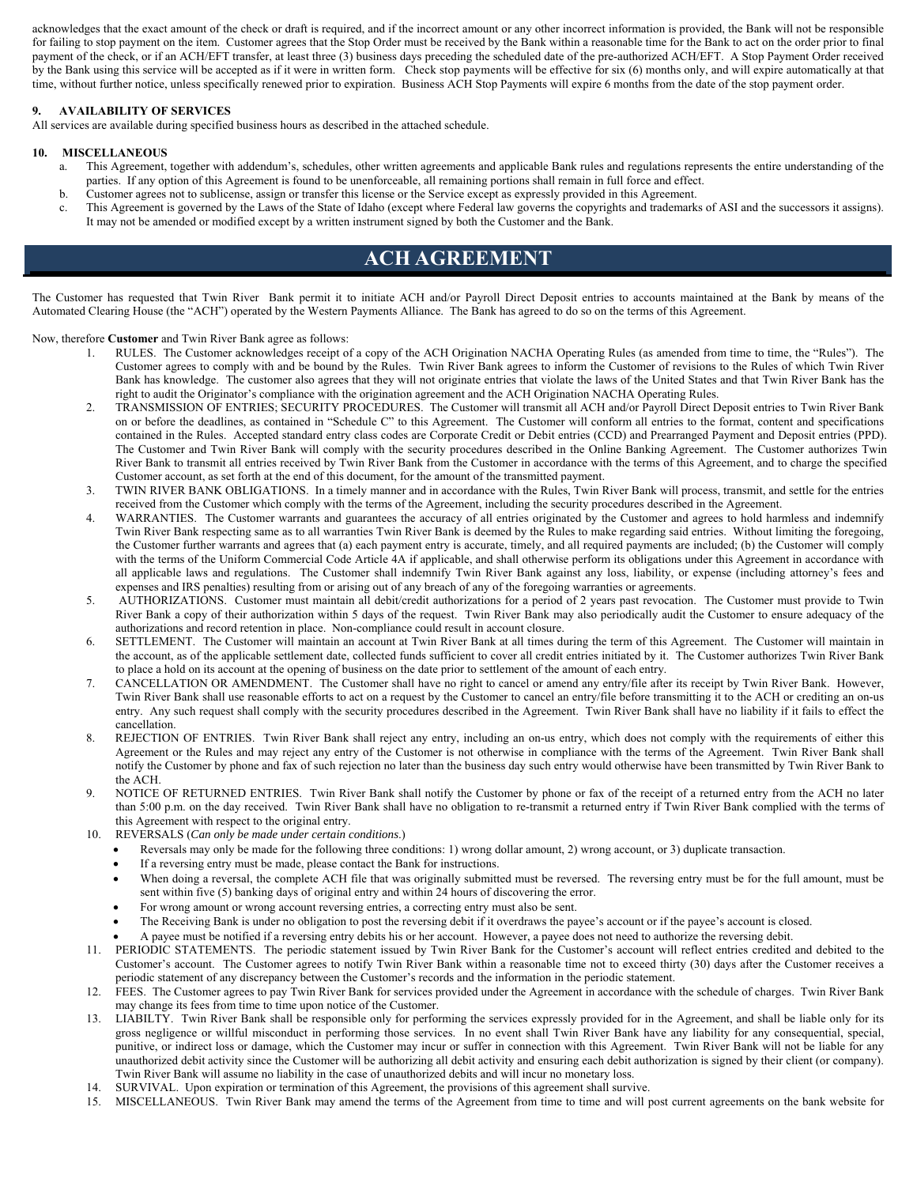acknowledges that the exact amount of the check or draft is required, and if the incorrect amount or any other incorrect information is provided, the Bank will not be responsible for failing to stop payment on the item. Customer agrees that the Stop Order must be received by the Bank within a reasonable time for the Bank to act on the order prior to final payment of the check, or if an ACH/EFT transfer, at least three (3) business days preceding the scheduled date of the pre-authorized ACH/EFT. A Stop Payment Order received by the Bank using this service will be accepted as if it were in written form. Check stop payments will be effective for six (6) months only, and will expire automatically at that time, without further notice, unless specifically renewed prior to expiration. Business ACH Stop Payments will expire 6 months from the date of the stop payment order.

### 9. AVAILABILITY OF SERVICES

All services are available during specified business hours as described in the attached schedule.

### 10. MISCELLANEOUS

a. This Agreement, together with addendum's, schedules, other written agreements and applicable Bank rules and regulations represents the entire understanding of the parties. If any option of this Agreement is found to be unenforceable, all remaining portions shall remain in full force and effect.
b. Customer agrees not to sublicense, assign or transfer this license or the Service except as expressly provided in this Agreement.
c. This Agreement is governed by the Laws of the State of Idaho (except where Federal law governs the copyrights and trademarks of ASI and the successors it assigns). It may not be amended or modified except by a written instrument signed by both the Customer and the Bank.

# ACH AGREEMENT

The Customer has requested that Twin River Bank permit it to initiate ACH and/or Payroll Direct Deposit entries to accounts maintained at the Bank by means of the Automated Clearing House (the "ACH") operated by the Western Payments Alliance. The Bank has agreed to do so on the terms of this Agreement.

Now, therefore **Customer** and Twin River Bank agree as follows:

1. RULES. The Customer acknowledges receipt of a copy of the ACH Origination NACHA Operating Rules (as amended from time to time, the "Rules"). The Customer agrees to comply with and be bound by the Rules. Twin River Bank agrees to inform the Customer of revisions to the Rules of which Twin River Bank has knowledge. The customer also agrees that they will not originate entries that violate the laws of the United States and that Twin River Bank has the right to audit the Originator's compliance with the origination agreement and the ACH Origination NACHA Operating Rules.
2. TRANSMISSION OF ENTRIES; SECURITY PROCEDURES. The Customer will transmit all ACH and/or Payroll Direct Deposit entries to Twin River Bank on or before the deadlines, as contained in "Schedule C" to this Agreement. The Customer will conform all entries to the format, content and specifications contained in the Rules. Accepted standard entry class codes are Corporate Credit or Debit entries (CCD) and Prearranged Payment and Deposit entries (PPD). The Customer and Twin River Bank will comply with the security procedures described in the Online Banking Agreement. The Customer authorizes Twin River Bank to transmit all entries received by Twin River Bank from the Customer in accordance with the terms of this Agreement, and to charge the specified Customer account, as set forth at the end of this document, for the amount of the transmitted payment.
3. TWIN RIVER BANK OBLIGATIONS. In a timely manner and in accordance with the Rules, Twin River Bank will process, transmit, and settle for the entries received from the Customer which comply with the terms of the Agreement, including the security procedures described in the Agreement.
4. WARRANTIES. The Customer warrants and guarantees the accuracy of all entries originated by the Customer and agrees to hold harmless and indemnify Twin River Bank respecting same as to all warranties Twin River Bank is deemed by the Rules to make regarding said entries. Without limiting the foregoing, the Customer further warrants and agrees that (a) each payment entry is accurate, timely, and all required payments are included; (b) the Customer will comply with the terms of the Uniform Commercial Code Article 4A if applicable, and shall otherwise perform its obligations under this Agreement in accordance with all applicable laws and regulations. The Customer shall indemnify Twin River Bank against any loss, liability, or expense (including attorney's fees and expenses and IRS penalties) resulting from or arising out of any breach of any of the foregoing warranties or agreements.
5. AUTHORIZATIONS. Customer must maintain all debit/credit authorizations for a period of 2 years past revocation. The Customer must provide to Twin River Bank a copy of their authorization within 5 days of the request. Twin River Bank may also periodically audit the Customer to ensure adequacy of the authorizations and record retention in place. Non-compliance could result in account closure.
6. SETTLEMENT. The Customer will maintain an account at Twin River Bank at all times during the term of this Agreement. The Customer will maintain in the account, as of the applicable settlement date, collected funds sufficient to cover all credit entries initiated by it. The Customer authorizes Twin River Bank to place a hold on its account at the opening of business on the date prior to settlement of the amount of each entry.
7. CANCELLATION OR AMENDMENT. The Customer shall have no right to cancel or amend any entry/file after its receipt by Twin River Bank. However, Twin River Bank shall use reasonable efforts to act on a request by the Customer to cancel an entry/file before transmitting it to the ACH or crediting an on-us entry. Any such request shall comply with the security procedures described in the Agreement. Twin River Bank shall have no liability if it fails to effect the cancellation.
8. REJECTION OF ENTRIES. Twin River Bank shall reject any entry, including an on-us entry, which does not comply with the requirements of either this Agreement or the Rules and may reject any entry of the Customer is not otherwise in compliance with the terms of the Agreement. Twin River Bank shall notify the Customer by phone and fax of such rejection no later than the business day such entry would otherwise have been transmitted by Twin River Bank to the ACH.
9. NOTICE OF RETURNED ENTRIES. Twin River Bank shall notify the Customer by phone or fax of the receipt of a returned entry from the ACH no later than 5:00 p.m. on the day received. Twin River Bank shall have no obligation to re-transmit a returned entry if Twin River Bank complied with the terms of this Agreement with respect to the original entry.
10. REVERSALS (*Can only be made under certain conditions*.)
    - Reversals may only be made for the following three conditions: 1) wrong dollar amount, 2) wrong account, or 3) duplicate transaction.
    - If a reversing entry must be made, please contact the Bank for instructions.
    - When doing a reversal, the complete ACH file that was originally submitted must be reversed. The reversing entry must be for the full amount, must be sent within five (5) banking days of original entry and within 24 hours of discovering the error.
    - For wrong amount or wrong account reversing entries, a correcting entry must also be sent.
    - The Receiving Bank is under no obligation to post the reversing debit if it overdraws the payee's account or if the payee's account is closed.
    - A payee must be notified if a reversing entry debits his or her account. However, a payee does not need to authorize the reversing debit.
11. PERIODIC STATEMENTS. The periodic statement issued by Twin River Bank for the Customer's account will reflect entries credited and debited to the Customer's account. The Customer agrees to notify Twin River Bank within a reasonable time not to exceed thirty (30) days after the Customer receives a periodic statement of any discrepancy between the Customer's records and the information in the periodic statement.
12. FEES. The Customer agrees to pay Twin River Bank for services provided under the Agreement in accordance with the schedule of charges. Twin River Bank may change its fees from time to time upon notice of the Customer.
13. LIABILTY. Twin River Bank shall be responsible only for performing the services expressly provided for in the Agreement, and shall be liable only for its gross negligence or willful misconduct in performing those services. In no event shall Twin River Bank have any liability for any consequential, special, punitive, or indirect loss or damage, which the Customer may incur or suffer in connection with this Agreement. Twin River Bank will not be liable for any unauthorized debit activity since the Customer will be authorizing all debit activity and ensuring each debit authorization is signed by their client (or company). Twin River Bank will assume no liability in the case of unauthorized debits and will incur no monetary loss.
14. SURVIVAL. Upon expiration or termination of this Agreement, the provisions of this agreement shall survive.
15. MISCELLANEOUS. Twin River Bank may amend the terms of the Agreement from time to time and will post current agreements on the bank website for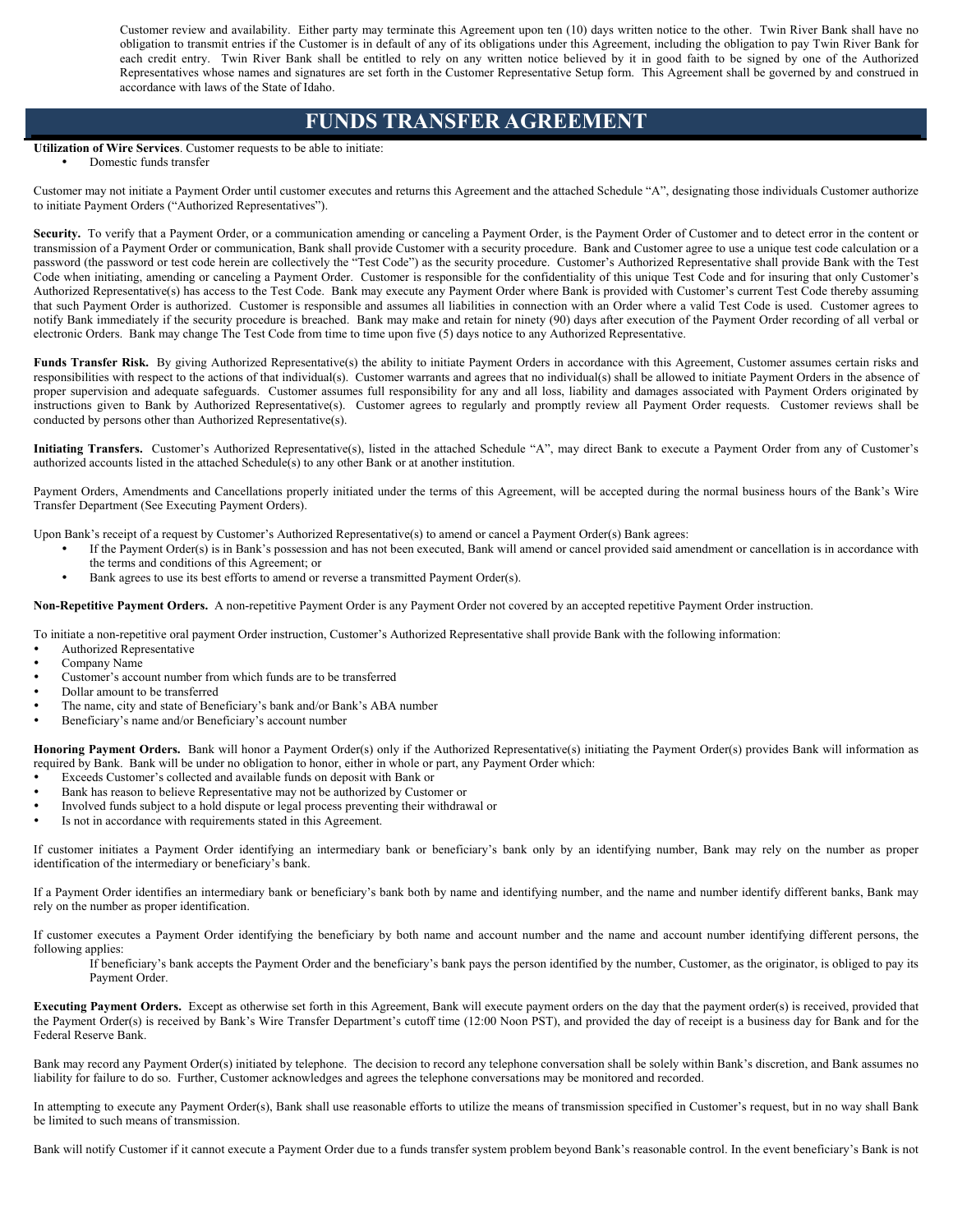Customer review and availability. Either party may terminate this Agreement upon ten (10) days written notice to the other. Twin River Bank shall have no obligation to transmit entries if the Customer is in default of any of its obligations under this Agreement, including the obligation to pay Twin River Bank for each credit entry. Twin River Bank shall be entitled to rely on any written notice believed by it in good faith to be signed by one of the Authorized Representatives whose names and signatures are set forth in the Customer Representative Setup form. This Agreement shall be governed by and construed in accordance with laws of the State of Idaho.

# FUNDS TRANSFER AGREEMENT

**Utilization of Wire Services**. Customer requests to be able to initiate:

- Domestic funds transfer

Customer may not initiate a Payment Order until customer executes and returns this Agreement and the attached Schedule "A", designating those individuals Customer authorize to initiate Payment Orders ("Authorized Representatives").

**Security.** To verify that a Payment Order, or a communication amending or canceling a Payment Order, is the Payment Order of Customer and to detect error in the content or transmission of a Payment Order or communication, Bank shall provide Customer with a security procedure. Bank and Customer agree to use a unique test code calculation or a password (the password or test code herein are collectively the "Test Code") as the security procedure. Customer's Authorized Representative shall provide Bank with the Test Code when initiating, amending or canceling a Payment Order. Customer is responsible for the confidentiality of this unique Test Code and for insuring that only Customer's Authorized Representative(s) has access to the Test Code. Bank may execute any Payment Order where Bank is provided with Customer's current Test Code thereby assuming that such Payment Order is authorized. Customer is responsible and assumes all liabilities in connection with an Order where a valid Test Code is used. Customer agrees to notify Bank immediately if the security procedure is breached. Bank may make and retain for ninety (90) days after execution of the Payment Order recording of all verbal or electronic Orders. Bank may change The Test Code from time to time upon five (5) days notice to any Authorized Representative.

**Funds Transfer Risk.** By giving Authorized Representative(s) the ability to initiate Payment Orders in accordance with this Agreement, Customer assumes certain risks and responsibilities with respect to the actions of that individual(s). Customer warrants and agrees that no individual(s) shall be allowed to initiate Payment Orders in the absence of proper supervision and adequate safeguards. Customer assumes full responsibility for any and all loss, liability and damages associated with Payment Orders originated by instructions given to Bank by Authorized Representative(s). Customer agrees to regularly and promptly review all Payment Order requests. Customer reviews shall be conducted by persons other than Authorized Representative(s).

**Initiating Transfers.** Customer's Authorized Representative(s), listed in the attached Schedule "A", may direct Bank to execute a Payment Order from any of Customer's authorized accounts listed in the attached Schedule(s) to any other Bank or at another institution.

Payment Orders, Amendments and Cancellations properly initiated under the terms of this Agreement, will be accepted during the normal business hours of the Bank's Wire Transfer Department (See Executing Payment Orders).

Upon Bank's receipt of a request by Customer's Authorized Representative(s) to amend or cancel a Payment Order(s) Bank agrees:

- If the Payment Order(s) is in Bank's possession and has not been executed, Bank will amend or cancel provided said amendment or cancellation is in accordance with the terms and conditions of this Agreement; or
- Bank agrees to use its best efforts to amend or reverse a transmitted Payment Order(s).

**Non-Repetitive Payment Orders.** A non-repetitive Payment Order is any Payment Order not covered by an accepted repetitive Payment Order instruction.

To initiate a non-repetitive oral payment Order instruction, Customer's Authorized Representative shall provide Bank with the following information:

- Authorized Representative
- Company Name
- Customer's account number from which funds are to be transferred
- Dollar amount to be transferred
- The name, city and state of Beneficiary's bank and/or Bank's ABA number
- Beneficiary's name and/or Beneficiary's account number

**Honoring Payment Orders.** Bank will honor a Payment Order(s) only if the Authorized Representative(s) initiating the Payment Order(s) provides Bank will information as required by Bank. Bank will be under no obligation to honor, either in whole or part, any Payment Order which:

- Exceeds Customer's collected and available funds on deposit with Bank or
- Bank has reason to believe Representative may not be authorized by Customer or
- Involved funds subject to a hold dispute or legal process preventing their withdrawal or
- Is not in accordance with requirements stated in this Agreement.

If customer initiates a Payment Order identifying an intermediary bank or beneficiary's bank only by an identifying number, Bank may rely on the number as proper identification of the intermediary or beneficiary's bank.

If a Payment Order identifies an intermediary bank or beneficiary's bank both by name and identifying number, and the name and number identify different banks, Bank may rely on the number as proper identification.

If customer executes a Payment Order identifying the beneficiary by both name and account number and the name and account number identifying different persons, the following applies:

> If beneficiary's bank accepts the Payment Order and the beneficiary's bank pays the person identified by the number, Customer, as the originator, is obliged to pay its Payment Order.

**Executing Payment Orders.** Except as otherwise set forth in this Agreement, Bank will execute payment orders on the day that the payment order(s) is received, provided that the Payment Order(s) is received by Bank's Wire Transfer Department's cutoff time (12:00 Noon PST), and provided the day of receipt is a business day for Bank and for the Federal Reserve Bank.

Bank may record any Payment Order(s) initiated by telephone. The decision to record any telephone conversation shall be solely within Bank's discretion, and Bank assumes no liability for failure to do so. Further, Customer acknowledges and agrees the telephone conversations may be monitored and recorded.

In attempting to execute any Payment Order(s), Bank shall use reasonable efforts to utilize the means of transmission specified in Customer's request, but in no way shall Bank be limited to such means of transmission.

Bank will notify Customer if it cannot execute a Payment Order due to a funds transfer system problem beyond Bank's reasonable control. In the event beneficiary's Bank is not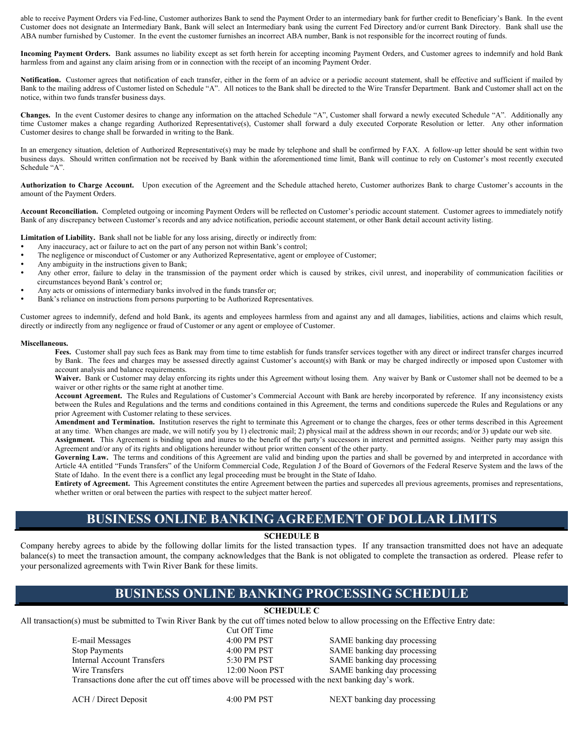able to receive Payment Orders via Fed-line, Customer authorizes Bank to send the Payment Order to an intermediary bank for further credit to Beneficiary's Bank. In the event Customer does not designate an Intermediary Bank, Bank will select an Intermediary bank using the current Fed Directory and/or current Bank Directory. Bank shall use the ABA number furnished by Customer. In the event the customer furnishes an incorrect ABA number, Bank is not responsible for the incorrect routing of funds.

**Incoming Payment Orders.** Bank assumes no liability except as set forth herein for accepting incoming Payment Orders, and Customer agrees to indemnify and hold Bank harmless from and against any claim arising from or in connection with the receipt of an incoming Payment Order.

**Notification.** Customer agrees that notification of each transfer, either in the form of an advice or a periodic account statement, shall be effective and sufficient if mailed by Bank to the mailing address of Customer listed on Schedule "A". All notices to the Bank shall be directed to the Wire Transfer Department. Bank and Customer shall act on the notice, within two funds transfer business days.

**Changes.** In the event Customer desires to change any information on the attached Schedule "A", Customer shall forward a newly executed Schedule "A". Additionally any time Customer makes a change regarding Authorized Representative(s), Customer shall forward a duly executed Corporate Resolution or letter. Any other information Customer desires to change shall be forwarded in writing to the Bank.

In an emergency situation, deletion of Authorized Representative(s) may be made by telephone and shall be confirmed by FAX. A follow-up letter should be sent within two business days. Should written confirmation not be received by Bank within the aforementioned time limit, Bank will continue to rely on Customer's most recently executed Schedule "A".

**Authorization to Charge Account.** Upon execution of the Agreement and the Schedule attached hereto, Customer authorizes Bank to charge Customer's accounts in the amount of the Payment Orders.

**Account Reconciliation.** Completed outgoing or incoming Payment Orders will be reflected on Customer's periodic account statement. Customer agrees to immediately notify Bank of any discrepancy between Customer's records and any advice notification, periodic account statement, or other Bank detail account activity listing.

**Limitation of Liability.** Bank shall not be liable for any loss arising, directly or indirectly from:

- Any inaccuracy, act or failure to act on the part of any person not within Bank's control;
- The negligence or misconduct of Customer or any Authorized Representative, agent or employee of Customer;
- Any ambiguity in the instructions given to Bank;
- Any other error, failure to delay in the transmission of the payment order which is caused by strikes, civil unrest, and inoperability of communication facilities or circumstances beyond Bank's control or;
- Any acts or omissions of intermediary banks involved in the funds transfer or;
- Bank's reliance on instructions from persons purporting to be Authorized Representatives.

Customer agrees to indemnify, defend and hold Bank, its agents and employees harmless from and against any and all damages, liabilities, actions and claims which result, directly or indirectly from any negligence or fraud of Customer or any agent or employee of Customer.

**Miscellaneous.**

**Fees.** Customer shall pay such fees as Bank may from time to time establish for funds transfer services together with any direct or indirect transfer charges incurred by Bank. The fees and charges may be assessed directly against Customer's account(s) with Bank or may be charged indirectly or imposed upon Customer with account analysis and balance requirements.

**Waiver.** Bank or Customer may delay enforcing its rights under this Agreement without losing them. Any waiver by Bank or Customer shall not be deemed to be a waiver or other rights or the same right at another time.

**Account Agreement.** The Rules and Regulations of Customer's Commercial Account with Bank are hereby incorporated by reference. If any inconsistency exists between the Rules and Regulations and the terms and conditions contained in this Agreement, the terms and conditions supercede the Rules and Regulations or any prior Agreement with Customer relating to these services.

**Amendment and Termination.** Institution reserves the right to terminate this Agreement or to change the charges, fees or other terms described in this Agreement at any time. When changes are made, we will notify you by 1) electronic mail; 2) physical mail at the address shown in our records; and/or 3) update our web site.

**Assignment.** This Agreement is binding upon and inures to the benefit of the party's successors in interest and permitted assigns. Neither party may assign this Agreement and/or any of its rights and obligations hereunder without prior written consent of the other party.

**Governing Law.** The terms and conditions of this Agreement are valid and binding upon the parties and shall be governed by and interpreted in accordance with Article 4A entitled "Funds Transfers" of the Uniform Commercial Code, Regulation J of the Board of Governors of the Federal Reserve System and the laws of the State of Idaho. In the event there is a conflict any legal proceeding must be brought in the State of Idaho.

**Entirety of Agreement.** This Agreement constitutes the entire Agreement between the parties and supercedes all previous agreements, promises and representations, whether written or oral between the parties with respect to the subject matter hereof.

# BUSINESS ONLINE BANKING AGREEMENT OF DOLLAR LIMITS

**SCHEDULE B**

Company hereby agrees to abide by the following dollar limits for the listed transaction types. If any transaction transmitted does not have an adequate balance(s) to meet the transaction amount, the company acknowledges that the Bank is not obligated to complete the transaction as ordered. Please refer to your personalized agreements with Twin River Bank for these limits.

# BUSINESS ONLINE BANKING PROCESSING SCHEDULE

**SCHEDULE C**

All transaction(s) must be submitted to Twin River Bank by the cut off times noted below to allow processing on the Effective Entry date:

| | Cut Off Time | |
|---|---|---|
| E-mail Messages | 4:00 PM PST | SAME banking day processing |
| Stop Payments | 4:00 PM PST | SAME banking day processing |
| Internal Account Transfers | 5:30 PM PST | SAME banking day processing |
| Wire Transfers | 12:00 Noon PST | SAME banking day processing |

Transactions done after the cut off times above will be processed with the next banking day's work.

| | | |
|---|---|---|
| ACH / Direct Deposit | 4:00 PM PST | NEXT banking day processing |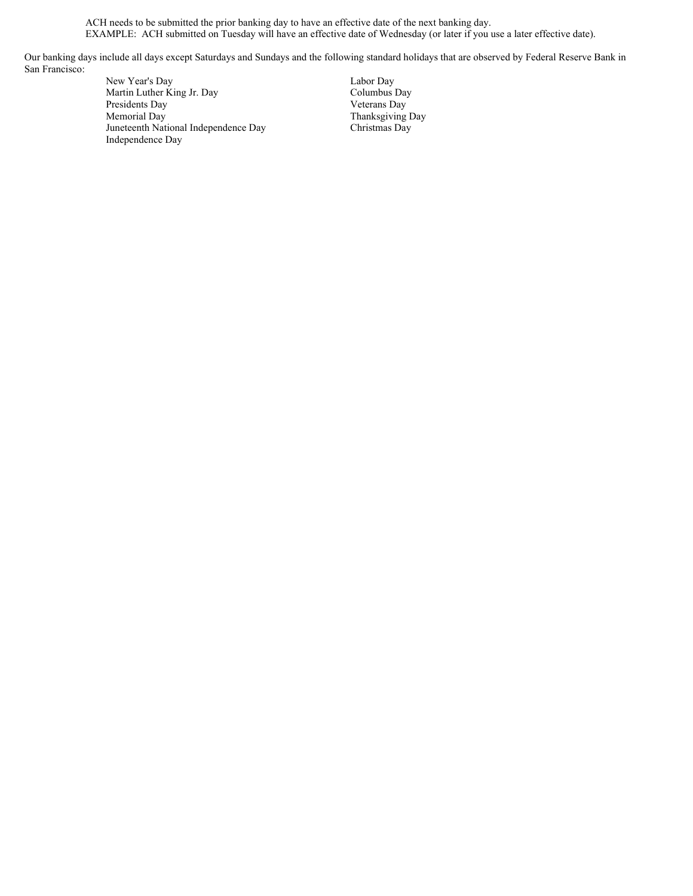ACH needs to be submitted the prior banking day to have an effective date of the next banking day.
EXAMPLE: ACH submitted on Tuesday will have an effective date of Wednesday (or later if you use a later effective date).

Our banking days include all days except Saturdays and Sundays and the following standard holidays that are observed by Federal Reserve Bank in San Francisco:

- New Year's Day
- Martin Luther King Jr. Day
- Presidents Day
- Memorial Day
- Juneteenth National Independence Day
- Independence Day
- Labor Day
- Columbus Day
- Veterans Day
- Thanksgiving Day
- Christmas Day